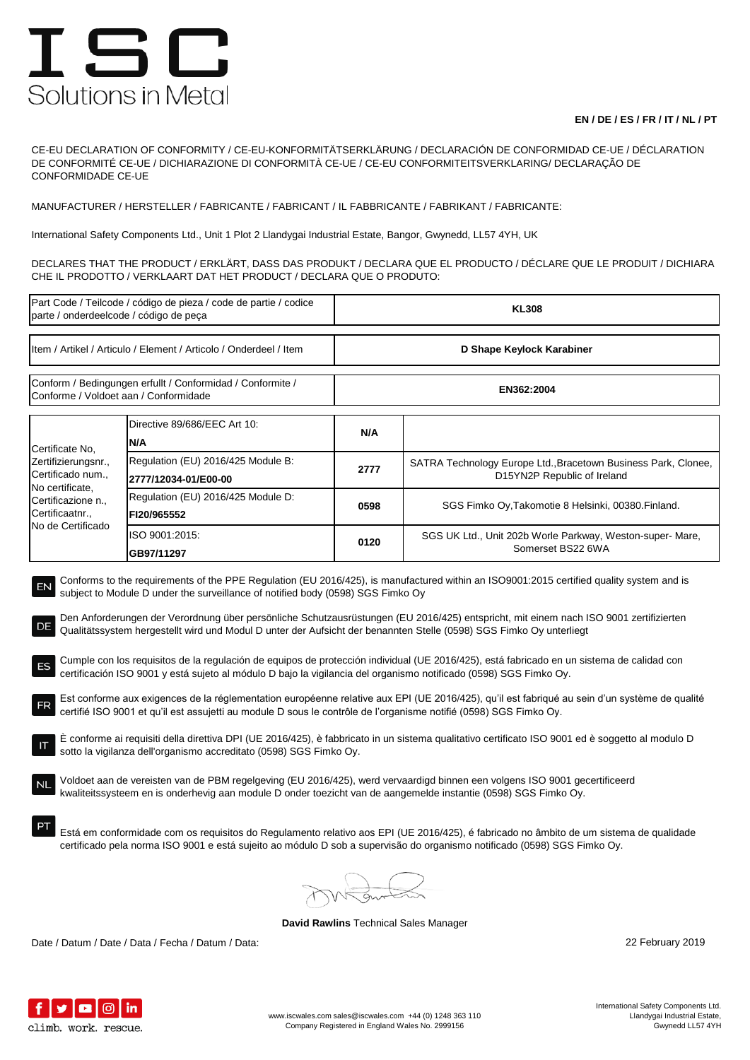# ISC

Solutions in Metal

**EN / DE / ES / FR / IT / NL / PT**

CE-EU DECLARATION OF CONFORMITY / CE-EU-KONFORMITÄTSERKLÄRUNG / DECLARACIÓN DE CONFORMIDAD CE-UE / DÉCLARATION DE CONFORMITÉ CE-UE / DICHIARAZIONE DI CONFORMITÀ CE-UE / CE-EU CONFORMITEITSVERKLARING/ DECLARAÇÃO DE CONFORMIDADE CE-UE

MANUFACTURER / HERSTELLER / FABRICANTE / FABRICANT / IL FABBRICANTE / FABRIKANT / FABRICANTE:

International Safety Components Ltd., Unit 1 Plot 2 Llandygai Industrial Estate, Bangor, Gwynedd, LL57 4YH, UK

DECLARES THAT THE PRODUCT / ERKLÄRT, DASS DAS PRODUKT / DECLARA QUE EL PRODUCTO / DÉCLARE QUE LE PRODUIT / DICHIARA CHE IL PRODOTTO / VERKLAART DAT HET PRODUCT / DECLARA QUE O PRODUTO:

| | |
|---|---|
| Part Code / Teilcode / código de pieza / code de partie / codice parte / onderdeelcode / código de peça | **KL308** |
| Item / Artikel / Articulo / Element / Articolo / Onderdeel / Item | **D Shape Keylock Karabiner** |
| Conform / Bedingungen erfullt / Conformidad / Conformite / Conforme / Voldoet aan / Conformidade | **EN362:2004** |

| | | | |
|---|---|---|---|
| Certificate No, Zertifizierungsnr., Certificado num., No certificate, Certificazione n., Certificaatnr., No de Certificado | Directive 89/686/EEC Art 10: **N/A** | **N/A** | |
| | Regulation (EU) 2016/425 Module B: **2777/12034-01/E00-00** | **2777** | SATRA Technology Europe Ltd.,Bracetown Business Park, Clonee, D15YN2P Republic of Ireland |
| | Regulation (EU) 2016/425 Module D: **FI20/965552** | **0598** | SGS Fimko Oy,Takomotie 8 Helsinki, 00380.Finland. |
| | ISO 9001:2015: **GB97/11297** | **0120** | SGS UK Ltd., Unit 202b Worle Parkway, Weston-super- Mare, Somerset BS22 6WA |

EN Conforms to the requirements of the PPE Regulation (EU 2016/425), is manufactured within an ISO9001:2015 certified quality system and is subject to Module D under the surveillance of notified body (0598) SGS Fimko Oy

DE Den Anforderungen der Verordnung über persönliche Schutzausrüstungen (EU 2016/425) entspricht, mit einem nach ISO 9001 zertifizierten Qualitätssystem hergestellt wird und Modul D unter der Aufsicht der benannten Stelle (0598) SGS Fimko Oy unterliegt

ES Cumple con los requisitos de la regulación de equipos de protección individual (UE 2016/425), está fabricado en un sistema de calidad con certificación ISO 9001 y está sujeto al módulo D bajo la vigilancia del organismo notificado (0598) SGS Fimko Oy.

FR Est conforme aux exigences de la réglementation européenne relative aux EPI (UE 2016/425), qu'il est fabriqué au sein d'un système de qualité certifié ISO 9001 et qu'il est assujetti au module D sous le contrôle de l'organisme notifié (0598) SGS Fimko Oy.

IT È conforme ai requisiti della direttiva DPI (UE 2016/425), è fabbricato in un sistema qualitativo certificato ISO 9001 ed è soggetto al modulo D sotto la vigilanza dell'organismo accreditato (0598) SGS Fimko Oy.

NL Voldoet aan de vereisten van de PBM regelgeving (EU 2016/425), werd vervaardigd binnen een volgens ISO 9001 gecertificeerd kwaliteitssysteem en is onderhevig aan module D onder toezicht van de aangemelde instantie (0598) SGS Fimko Oy.

PT Está em conformidade com os requisitos do Regulamento relativo aos EPI (UE 2016/425), é fabricado no âmbito de um sistema de qualidade certificado pela norma ISO 9001 e está sujeito ao módulo D sob a supervisão do organismo notificado (0598) SGS Fimko Oy.

**David Rawlins** Technical Sales Manager

Date / Datum / Date / Data / Fecha / Datum / Data: 22 February 2019

climb. work. rescue.

www.iscwales.com sales@iscwales.com +44 (0) 1248 363 110
Company Registered in England Wales No. 2999156

International Safety Components Ltd.
Llandygai Industrial Estate,
Gwynedd LL57 4YH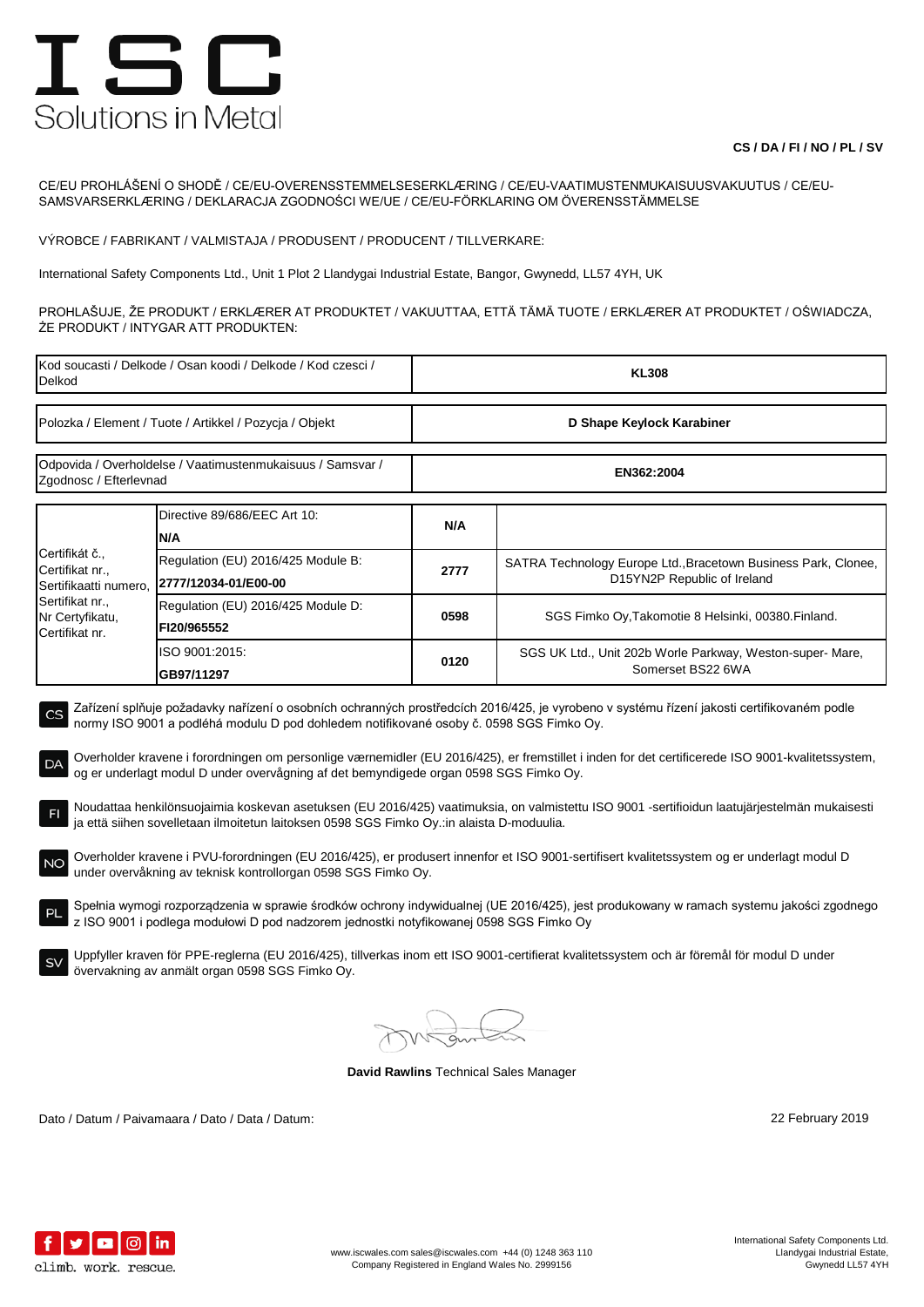# ISC
Solutions in Metal

**CS / DA / FI / NO / PL / SV**

CE/EU PROHLÁŠENÍ O SHODĚ / CE/EU-OVERENSSTEMMELSESERKLÆRING / CE/EU-VAATIMUSTENMUKAISUUSVAKUUTUS / CE/EU-SAMSVARSERKLÆRING / DEKLARACJA ZGODNOŚCI WE/UE / CE/EU-FÖRKLARING OM ÖVERENSSTÄMMELSE

VÝROBCE / FABRIKANT / VALMISTAJA / PRODUSENT / PRODUCENT / TILLVERKARE:

International Safety Components Ltd., Unit 1 Plot 2 Llandygai Industrial Estate, Bangor, Gwynedd, LL57 4YH, UK

PROHLAŠUJE, ŽE PRODUKT / ERKLÆRER AT PRODUKTET / VAKUUTTAA, ETTÄ TÄMÄ TUOTE / ERKLÆRER AT PRODUKTET / OŚWIADCZA, ŻE PRODUKT / INTYGAR ATT PRODUKTEN:

| | |
|---|---|
| Kod soucasti / Delkode / Osan koodi / Delkode / Kod czesci / Delkod | **KL308** |
| Polozka / Element / Tuote / Artikkel / Pozycja / Objekt | **D Shape Keylock Karabiner** |
| Odpovida / Overholdelse / Vaatimustenmukaisuus / Samsvar / Zgodnosc / Efterlevnad | **EN362:2004** |

| | | | |
|---|---|---|---|
| Certifikát č., Certifikat nr., Sertifikaatti numero, Sertifikat nr., Nr Certyfikatu, Certifikat nr. | Directive 89/686/EEC Art 10: **N/A** | **N/A** | |
| | Regulation (EU) 2016/425 Module B: **2777/12034-01/E00-00** | **2777** | SATRA Technology Europe Ltd.,Bracetown Business Park, Clonee, D15YN2P Republic of Ireland |
| | Regulation (EU) 2016/425 Module D: **FI20/965552** | **0598** | SGS Fimko Oy,Takomotie 8 Helsinki, 00380.Finland. |
| | ISO 9001:2015: **GB97/11297** | **0120** | SGS UK Ltd., Unit 202b Worle Parkway, Weston-super- Mare, Somerset BS22 6WA |

**CS** Zařízení splňuje požadavky nařízení o osobních ochranných prostředcích 2016/425, je vyrobeno v systému řízení jakosti certifikovaném podle normy ISO 9001 a podléhá modulu D pod dohledem notifikované osoby č. 0598 SGS Fimko Oy.

**DA** Overholder kravene i forordningen om personlige værnemidler (EU 2016/425), er fremstillet i inden for det certificerede ISO 9001-kvalitetssystem, og er underlagt modul D under overvågning af det bemyndigede organ 0598 SGS Fimko Oy.

**FI** Noudattaa henkilönsuojaimia koskevan asetuksen (EU 2016/425) vaatimuksia, on valmistettu ISO 9001 -sertifioidun laatujärjestelmän mukaisesti ja että siihen sovelletaan ilmoitetun laitoksen 0598 SGS Fimko Oy.:in alaista D-moduulia.

**NO** Overholder kravene i PVU-forordningen (EU 2016/425), er produsert innenfor et ISO 9001-sertifisert kvalitetssystem og er underlagt modul D under overvåkning av teknisk kontrollorgan 0598 SGS Fimko Oy.

**PL** Spełnia wymogi rozporządzenia w sprawie środków ochrony indywidualnej (UE 2016/425), jest produkowany w ramach systemu jakości zgodnego z ISO 9001 i podlega modułowi D pod nadzorem jednostki notyfikowanej 0598 SGS Fimko Oy

**SV** Uppfyller kraven för PPE-reglerna (EU 2016/425), tillverkas inom ett ISO 9001-certifierat kvalitetssystem och är föremål för modul D under övervakning av anmält organ 0598 SGS Fimko Oy.

**David Rawlins** Technical Sales Manager

Dato / Datum / Paivamaara / Dato / Data / Datum: 22 February 2019

climb. work. rescue.

www.iscwales.com sales@iscwales.com +44 (0) 1248 363 110
Company Registered in England Wales No. 2999156

International Safety Components Ltd.
Llandygai Industrial Estate,
Gwynedd LL57 4YH